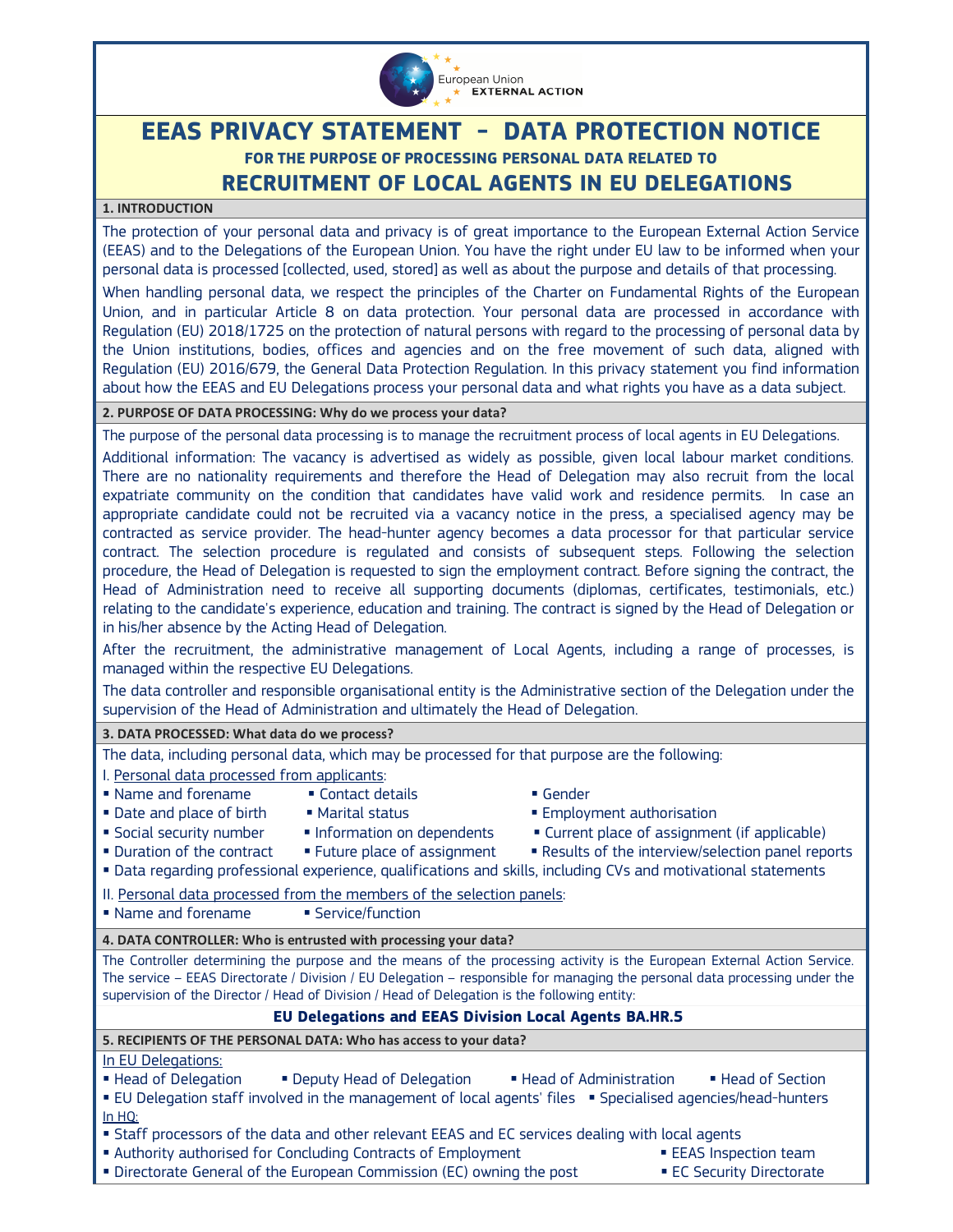European Union EXTERNAL ACTION

# EEAS PRIVACY STATEMENT – DATA PROTECTION NOTICE

**FOR THE PURPOSE OF PROCESSING PERSONAL DATA RELATED TO**

## RECRUITMENT OF LOCAL AGENTS IN EU DELEGATIONS

### 1. INTRODUCTION

The protection of your personal data and privacy is of great importance to the European External Action Service (EEAS) and to the Delegations of the European Union. You have the right under EU law to be informed when your personal data is processed [collected, used, stored] as well as about the purpose and details of that processing.

When handling personal data, we respect the principles of the Charter on Fundamental Rights of the European Union, and in particular Article 8 on data protection. Your personal data are processed in accordance with Regulation (EU) 2018/1725 on the protection of natural persons with regard to the processing of personal data by the Union institutions, bodies, offices and agencies and on the free movement of such data, aligned with Regulation (EU) 2016/679, the General Data Protection Regulation. In this privacy statement you find information about how the EEAS and EU Delegations process your personal data and what rights you have as a data subject.

### 2. PURPOSE OF DATA PROCESSING: Why do we process your data?

The purpose of the personal data processing is to manage the recruitment process of local agents in EU Delegations.

Additional information: The vacancy is advertised as widely as possible, given local labour market conditions. There are no nationality requirements and therefore the Head of Delegation may also recruit from the local expatriate community on the condition that candidates have valid work and residence permits. In case an appropriate candidate could not be recruited via a vacancy notice in the press, a specialised agency may be contracted as service provider. The head-hunter agency becomes a data processor for that particular service contract. The selection procedure is regulated and consists of subsequent steps. Following the selection procedure, the Head of Delegation is requested to sign the employment contract. Before signing the contract, the Head of Administration need to receive all supporting documents (diplomas, certificates, testimonials, etc.) relating to the candidate's experience, education and training. The contract is signed by the Head of Delegation or in his/her absence by the Acting Head of Delegation.

After the recruitment, the administrative management of Local Agents, including a range of processes, is managed within the respective EU Delegations.

The data controller and responsible organisational entity is the Administrative section of the Delegation under the supervision of the Head of Administration and ultimately the Head of Delegation.

### 3. DATA PROCESSED: What data do we process?

The data, including personal data, which may be processed for that purpose are the following:

I. Personal data processed from applicants:

- Name and forename
- Contact details
- Gender
- Date and place of birth
- Marital status
- Employment authorisation
- Social security number
- Information on dependents
- Current place of assignment (if applicable)
- Duration of the contract
- Future place of assignment
- Results of the interview/selection panel reports
- Data regarding professional experience, qualifications and skills, including CVs and motivational statements

II. Personal data processed from the members of the selection panels:

- Name and forename
- Service/function

### 4. DATA CONTROLLER: Who is entrusted with processing your data?

The Controller determining the purpose and the means of the processing activity is the European External Action Service. The service – EEAS Directorate / Division / EU Delegation – responsible for managing the personal data processing under the supervision of the Director / Head of Division / Head of Delegation is the following entity:

**EU Delegations and EEAS Division Local Agents BA.HR.5**

### 5. RECIPIENTS OF THE PERSONAL DATA: Who has access to your data?

In EU Delegations:

- Head of Delegation
- Deputy Head of Delegation
- Head of Administration
- Head of Section
- EU Delegation staff involved in the management of local agents' files
- Specialised agencies/head-hunters

In HQ:

- Staff processors of the data and other relevant EEAS and EC services dealing with local agents
- Authority authorised for Concluding Contracts of Employment
- EEAS Inspection team
- Directorate General of the European Commission (EC) owning the post
- EC Security Directorate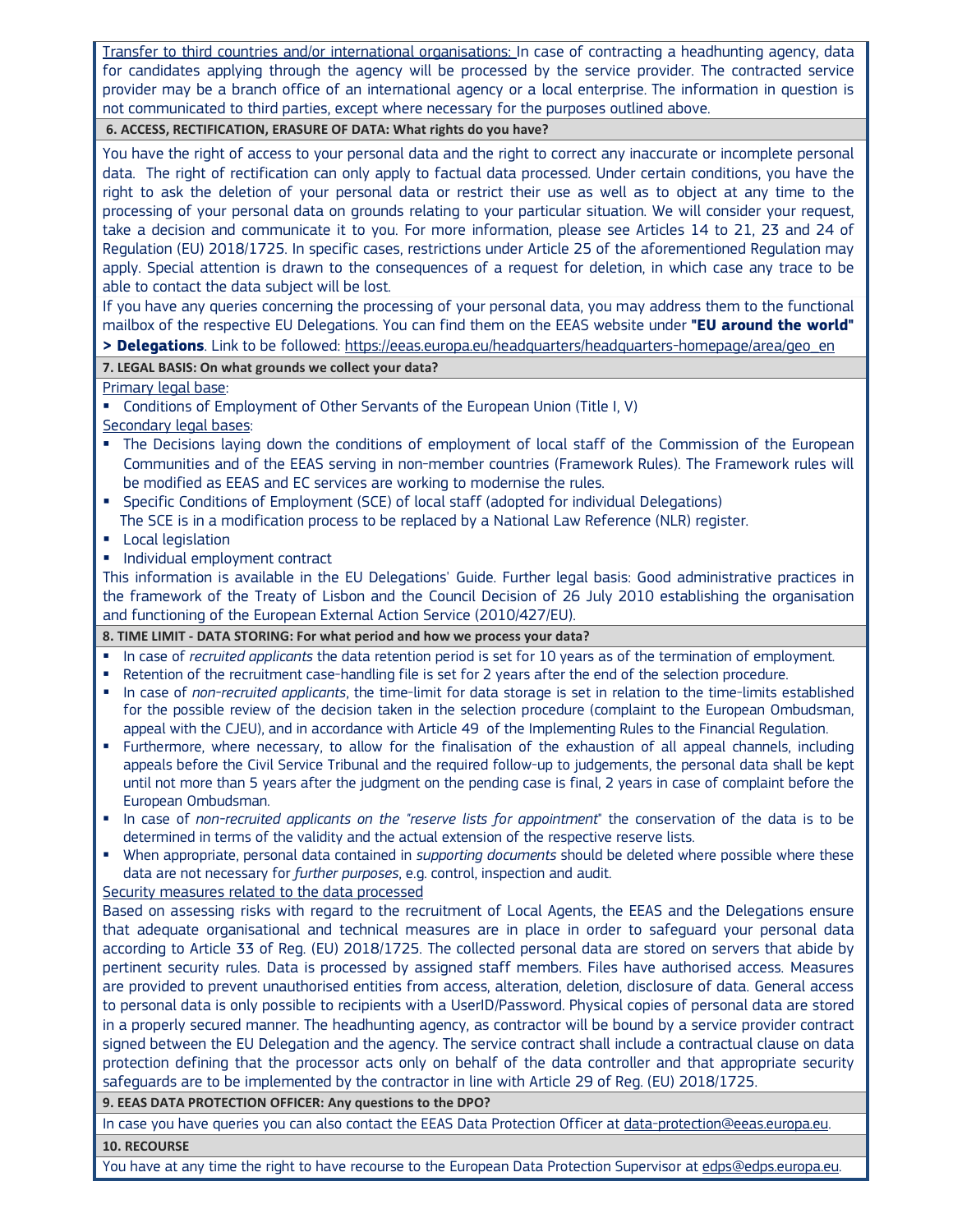Transfer to third countries and/or international organisations: In case of contracting a headhunting agency, data for candidates applying through the agency will be processed by the service provider. The contracted service provider may be a branch office of an international agency or a local enterprise. The information in question is not communicated to third parties, except where necessary for the purposes outlined above.

**6. ACCESS, RECTIFICATION, ERASURE OF DATA: What rights do you have?**

You have the right of access to your personal data and the right to correct any inaccurate or incomplete personal data. The right of rectification can only apply to factual data processed. Under certain conditions, you have the right to ask the deletion of your personal data or restrict their use as well as to object at any time to the processing of your personal data on grounds relating to your particular situation. We will consider your request, take a decision and communicate it to you. For more information, please see Articles 14 to 21, 23 and 24 of Regulation (EU) 2018/1725. In specific cases, restrictions under Article 25 of the aforementioned Regulation may apply. Special attention is drawn to the consequences of a request for deletion, in which case any trace to be able to contact the data subject will be lost.

If you have any queries concerning the processing of your personal data, you may address them to the functional mailbox of the respective EU Delegations. You can find them on the EEAS website under **"EU around the world" > Delegations**. Link to be followed: https://eeas.europa.eu/headquarters/headquarters-homepage/area/geo_en

**7. LEGAL BASIS: On what grounds we collect your data?**

Primary legal base:

- Conditions of Employment of Other Servants of the European Union (Title I, V)

Secondary legal bases:

- The Decisions laying down the conditions of employment of local staff of the Commission of the European Communities and of the EEAS serving in non-member countries (Framework Rules). The Framework rules will be modified as EEAS and EC services are working to modernise the rules.
- Specific Conditions of Employment (SCE) of local staff (adopted for individual Delegations)
  The SCE is in a modification process to be replaced by a National Law Reference (NLR) register.
- Local legislation
- Individual employment contract

This information is available in the EU Delegations' Guide. Further legal basis: Good administrative practices in the framework of the Treaty of Lisbon and the Council Decision of 26 July 2010 establishing the organisation and functioning of the European External Action Service (2010/427/EU).

**8. TIME LIMIT - DATA STORING: For what period and how we process your data?**

- In case of *recruited applicants* the data retention period is set for 10 years as of the termination of employment.
- Retention of the recruitment case-handling file is set for 2 years after the end of the selection procedure.
- In case of *non-recruited applicants*, the time-limit for data storage is set in relation to the time-limits established for the possible review of the decision taken in the selection procedure (complaint to the European Ombudsman, appeal with the CJEU), and in accordance with Article 49 of the Implementing Rules to the Financial Regulation.
- Furthermore, where necessary, to allow for the finalisation of the exhaustion of all appeal channels, including appeals before the Civil Service Tribunal and the required follow-up to judgements, the personal data shall be kept until not more than 5 years after the judgment on the pending case is final, 2 years in case of complaint before the European Ombudsman.
- In case of *non-recruited applicants on the "reserve lists for appointment"* the conservation of the data is to be determined in terms of the validity and the actual extension of the respective reserve lists.
- When appropriate, personal data contained in *supporting documents* should be deleted where possible where these data are not necessary for *further purposes*, e.g. control, inspection and audit.

Security measures related to the data processed

Based on assessing risks with regard to the recruitment of Local Agents, the EEAS and the Delegations ensure that adequate organisational and technical measures are in place in order to safeguard your personal data according to Article 33 of Reg. (EU) 2018/1725. The collected personal data are stored on servers that abide by pertinent security rules. Data is processed by assigned staff members. Files have authorised access. Measures are provided to prevent unauthorised entities from access, alteration, deletion, disclosure of data. General access to personal data is only possible to recipients with a UserID/Password. Physical copies of personal data are stored in a properly secured manner. The headhunting agency, as contractor will be bound by a service provider contract signed between the EU Delegation and the agency. The service contract shall include a contractual clause on data protection defining that the processor acts only on behalf of the data controller and that appropriate security safeguards are to be implemented by the contractor in line with Article 29 of Reg. (EU) 2018/1725.

**9. EEAS DATA PROTECTION OFFICER: Any questions to the DPO?**

In case you have queries you can also contact the EEAS Data Protection Officer at data-protection@eeas.europa.eu.

**10. RECOURSE**

You have at any time the right to have recourse to the European Data Protection Supervisor at edps@edps.europa.eu.